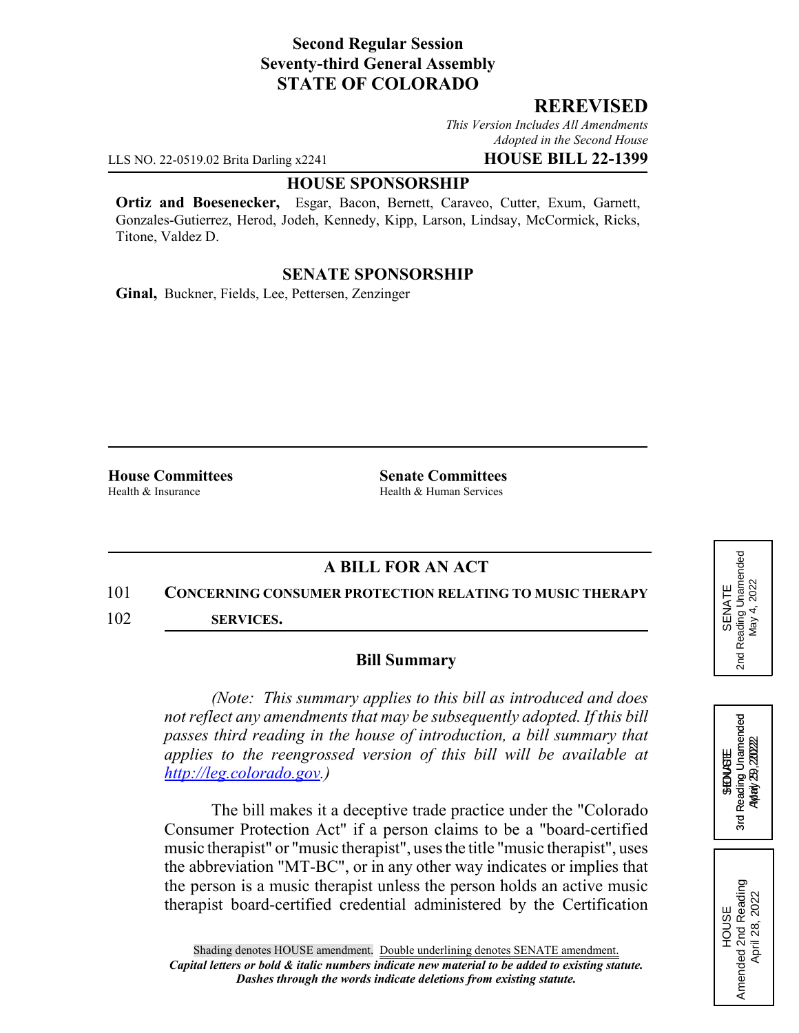**Second Regular Session**
**Seventy-third General Assembly**
**STATE OF COLORADO**

## REREVISED

*This Version Includes All Amendments Adopted in the Second House*

LLS NO. 22-0519.02 Brita Darling x2241 **HOUSE BILL 22-1399**

**HOUSE SPONSORSHIP**

**Ortiz and Boesenecker,** Esgar, Bacon, Bernett, Caraveo, Cutter, Exum, Garnett, Gonzales-Gutierrez, Herod, Jodeh, Kennedy, Kipp, Larson, Lindsay, McCormick, Ricks, Titone, Valdez D.

**SENATE SPONSORSHIP**

**Ginal,** Buckner, Fields, Lee, Pettersen, Zenzinger

**House Committees**
Health & Insurance

**Senate Committees**
Health & Human Services

SENATE
2nd Reading Unamended
May 4, 2022

SENATE
3rd Reading Unamended
May 5, 2022

HOUSE
3rd Reading Unamended
April 29, 2022

HOUSE
Amended 2nd Reading
April 28, 2022

### A BILL FOR AN ACT

101 **CONCERNING CONSUMER PROTECTION RELATING TO MUSIC THERAPY**
102 **SERVICES.**

### Bill Summary

*(Note: This summary applies to this bill as introduced and does not reflect any amendments that may be subsequently adopted. If this bill passes third reading in the house of introduction, a bill summary that applies to the reengrossed version of this bill will be available at http://leg.colorado.gov.)*

The bill makes it a deceptive trade practice under the "Colorado Consumer Protection Act" if a person claims to be a "board-certified music therapist" or "music therapist", uses the title "music therapist", uses the abbreviation "MT-BC", or in any other way indicates or implies that the person is a music therapist unless the person holds an active music therapist board-certified credential administered by the Certification

Shading denotes HOUSE amendment. Double underlining denotes SENATE amendment.
*Capital letters or bold & italic numbers indicate new material to be added to existing statute.*
*Dashes through the words indicate deletions from existing statute.*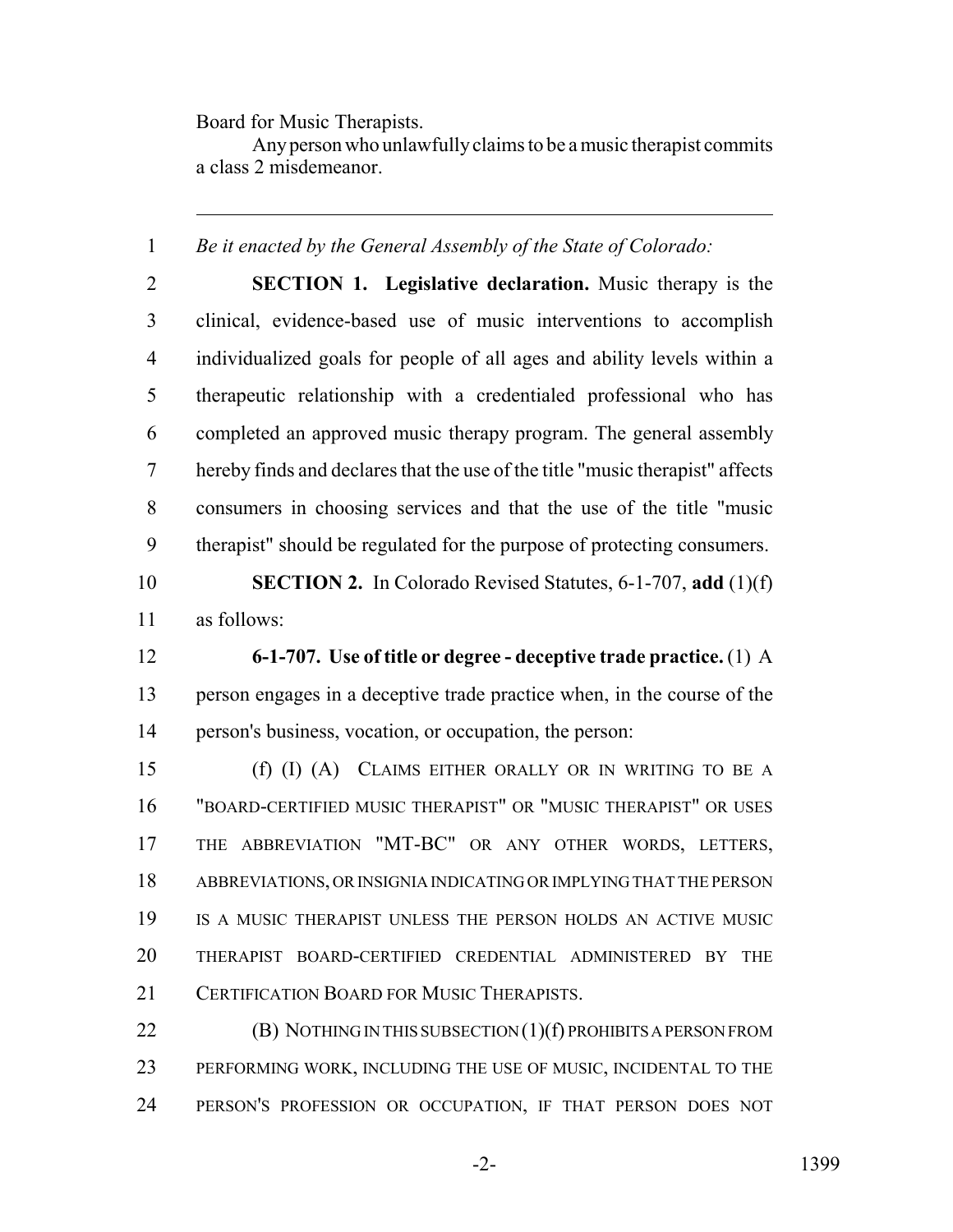Board for Music Therapists.

Any person who unlawfully claims to be a music therapist commits a class 2 misdemeanor.

---

*Be it enacted by the General Assembly of the State of Colorado:*

**SECTION 1. Legislative declaration.** Music therapy is the clinical, evidence-based use of music interventions to accomplish individualized goals for people of all ages and ability levels within a therapeutic relationship with a credentialed professional who has completed an approved music therapy program. The general assembly hereby finds and declares that the use of the title "music therapist" affects consumers in choosing services and that the use of the title "music therapist" should be regulated for the purpose of protecting consumers.

**SECTION 2.** In Colorado Revised Statutes, 6-1-707, **add** (1)(f) as follows:

**6-1-707. Use of title or degree - deceptive trade practice.** (1) A person engages in a deceptive trade practice when, in the course of the person's business, vocation, or occupation, the person:

(f) (I) (A) CLAIMS EITHER ORALLY OR IN WRITING TO BE A "BOARD-CERTIFIED MUSIC THERAPIST" OR "MUSIC THERAPIST" OR USES THE ABBREVIATION "MT-BC" OR ANY OTHER WORDS, LETTERS, ABBREVIATIONS, OR INSIGNIA INDICATING OR IMPLYING THAT THE PERSON IS A MUSIC THERAPIST UNLESS THE PERSON HOLDS AN ACTIVE MUSIC THERAPIST BOARD-CERTIFIED CREDENTIAL ADMINISTERED BY THE CERTIFICATION BOARD FOR MUSIC THERAPISTS.

(B) NOTHING IN THIS SUBSECTION (1)(f) PROHIBITS A PERSON FROM PERFORMING WORK, INCLUDING THE USE OF MUSIC, INCIDENTAL TO THE PERSON'S PROFESSION OR OCCUPATION, IF THAT PERSON DOES NOT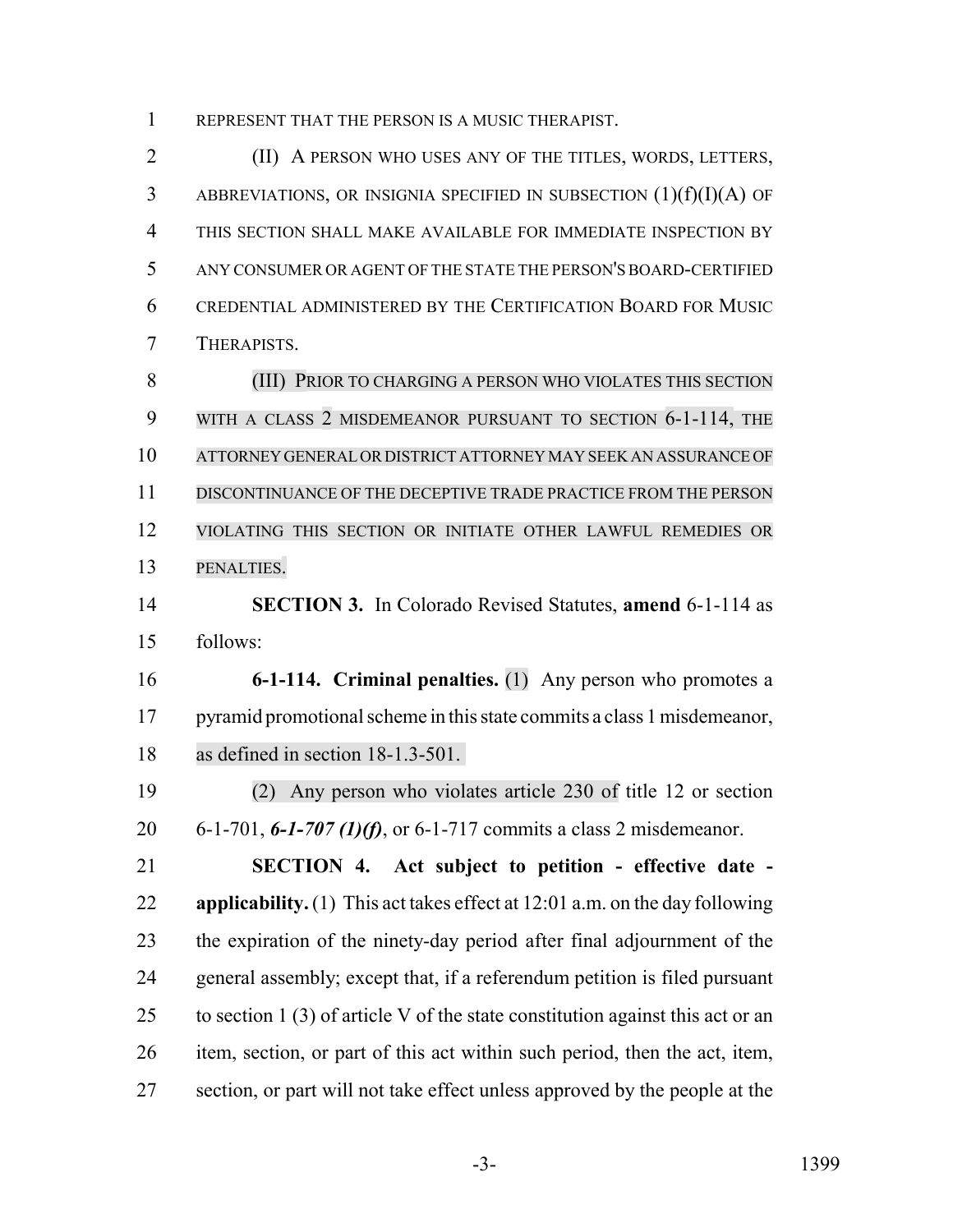REPRESENT THAT THE PERSON IS A MUSIC THERAPIST.

(II) A PERSON WHO USES ANY OF THE TITLES, WORDS, LETTERS, ABBREVIATIONS, OR INSIGNIA SPECIFIED IN SUBSECTION (1)(f)(I)(A) OF THIS SECTION SHALL MAKE AVAILABLE FOR IMMEDIATE INSPECTION BY ANY CONSUMER OR AGENT OF THE STATE THE PERSON'S BOARD-CERTIFIED CREDENTIAL ADMINISTERED BY THE CERTIFICATION BOARD FOR MUSIC THERAPISTS.

(III) PRIOR TO CHARGING A PERSON WHO VIOLATES THIS SECTION WITH A CLASS 2 MISDEMEANOR PURSUANT TO SECTION 6-1-114, THE ATTORNEY GENERAL OR DISTRICT ATTORNEY MAY SEEK AN ASSURANCE OF DISCONTINUANCE OF THE DECEPTIVE TRADE PRACTICE FROM THE PERSON VIOLATING THIS SECTION OR INITIATE OTHER LAWFUL REMEDIES OR PENALTIES.

**SECTION 3.** In Colorado Revised Statutes, **amend** 6-1-114 as follows:

**6-1-114. Criminal penalties.** (1) Any person who promotes a pyramid promotional scheme in this state commits a class 1 misdemeanor, as defined in section 18-1.3-501.

(2) Any person who violates article 230 of title 12 or section 6-1-701, ***6-1-707 (1)(f)***, or 6-1-717 commits a class 2 misdemeanor.

**SECTION 4. Act subject to petition - effective date - applicability.** (1) This act takes effect at 12:01 a.m. on the day following the expiration of the ninety-day period after final adjournment of the general assembly; except that, if a referendum petition is filed pursuant to section 1 (3) of article V of the state constitution against this act or an item, section, or part of this act within such period, then the act, item, section, or part will not take effect unless approved by the people at the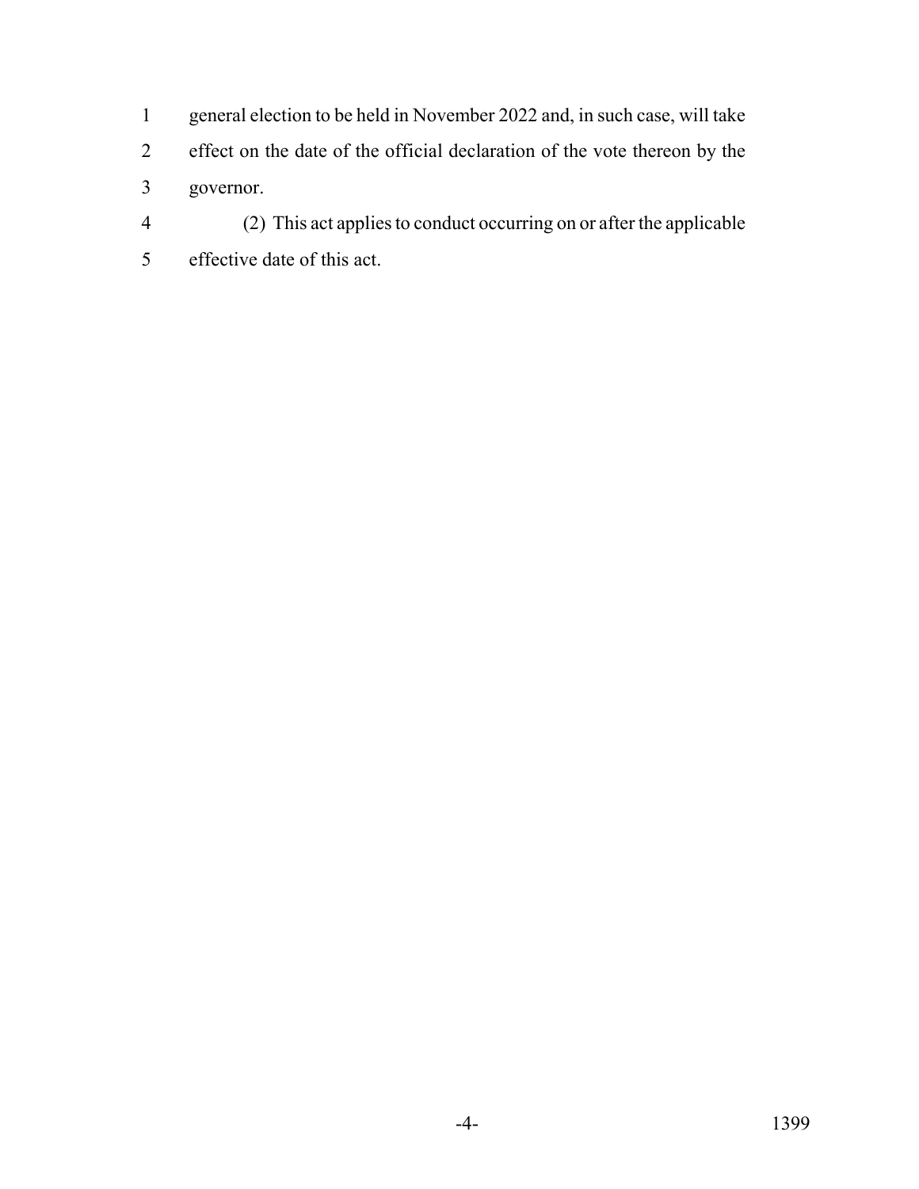general election to be held in November 2022 and, in such case, will take effect on the date of the official declaration of the vote thereon by the governor.

(2) This act applies to conduct occurring on or after the applicable effective date of this act.